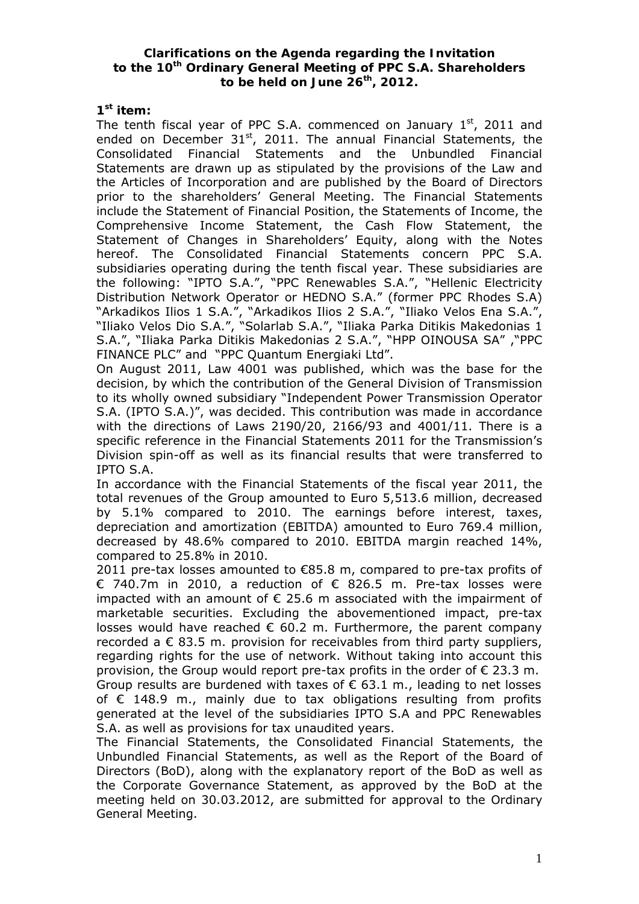# Clarifications on the Agenda regarding the Invitation to the 10th Ordinary General Meeting of PPC S.A. Shareholders to be held on June 26th, 2012.

## 1st item:

The tenth fiscal year of PPC S.A. commenced on January 1st, 2011 and ended on December 31st, 2011. The annual Financial Statements, the Consolidated Financial Statements and the Unbundled Financial Statements are drawn up as stipulated by the provisions of the Law and the Articles of Incorporation and are published by the Board of Directors prior to the shareholders' General Meeting. The Financial Statements include the Statement of Financial Position, the Statements of Income, the Comprehensive Income Statement, the Cash Flow Statement, the Statement of Changes in Shareholders' Equity, along with the Notes hereof. The Consolidated Financial Statements concern PPC S.A. subsidiaries operating during the tenth fiscal year. These subsidiaries are the following: "IPTO S.A.", "PPC Renewables S.A.", "Hellenic Electricity Distribution Network Operator or HEDNO S.A." (former PPC Rhodes S.A) "Arkadikos Ilios 1 S.A.", "Arkadikos Ilios 2 S.A.", "Iliako Velos Ena S.A.", "Iliako Velos Dio S.A.", "Solarlab S.A.", "Iliaka Parka Ditikis Makedonias 1 S.A.", "Iliaka Parka Ditikis Makedonias 2 S.A.", "HPP OINOUSA SA" ,"PPC FINANCE PLC" and "PPC Quantum Energiaki Ltd".

On August 2011, Law 4001 was published, which was the base for the decision, by which the contribution of the General Division of Transmission to its wholly owned subsidiary "Independent Power Transmission Operator S.A. (IPTO S.A.)", was decided. This contribution was made in accordance with the directions of Laws 2190/20, 2166/93 and 4001/11. There is a specific reference in the Financial Statements 2011 for the Transmission's Division spin-off as well as its financial results that were transferred to IPTO S.A.

In accordance with the Financial Statements of the fiscal year 2011, the total revenues of the Group amounted to Euro 5,513.6 million, decreased by 5.1% compared to 2010. The earnings before interest, taxes, depreciation and amortization (EBITDA) amounted to Euro 769.4 million, decreased by 48.6% compared to 2010. EBITDA margin reached 14%, compared to 25.8% in 2010.

2011 pre-tax losses amounted to €85.8 m, compared to pre-tax profits of € 740.7m in 2010, a reduction of € 826.5 m. Pre-tax losses were impacted with an amount of € 25.6 m associated with the impairment of marketable securities. Excluding the abovementioned impact, pre-tax losses would have reached € 60.2 m. Furthermore, the parent company recorded a € 83.5 m. provision for receivables from third party suppliers, regarding rights for the use of network. Without taking into account this provision, the Group would report pre-tax profits in the order of € 23.3 m.

Group results are burdened with taxes of € 63.1 m., leading to net losses of € 148.9 m., mainly due to tax obligations resulting from profits generated at the level of the subsidiaries IPTO S.A and PPC Renewables S.A. as well as provisions for tax unaudited years.

The Financial Statements, the Consolidated Financial Statements, the Unbundled Financial Statements, as well as the Report of the Board of Directors (BoD), along with the explanatory report of the BoD as well as the Corporate Governance Statement, as approved by the BoD at the meeting held on 30.03.2012, are submitted for approval to the Ordinary General Meeting.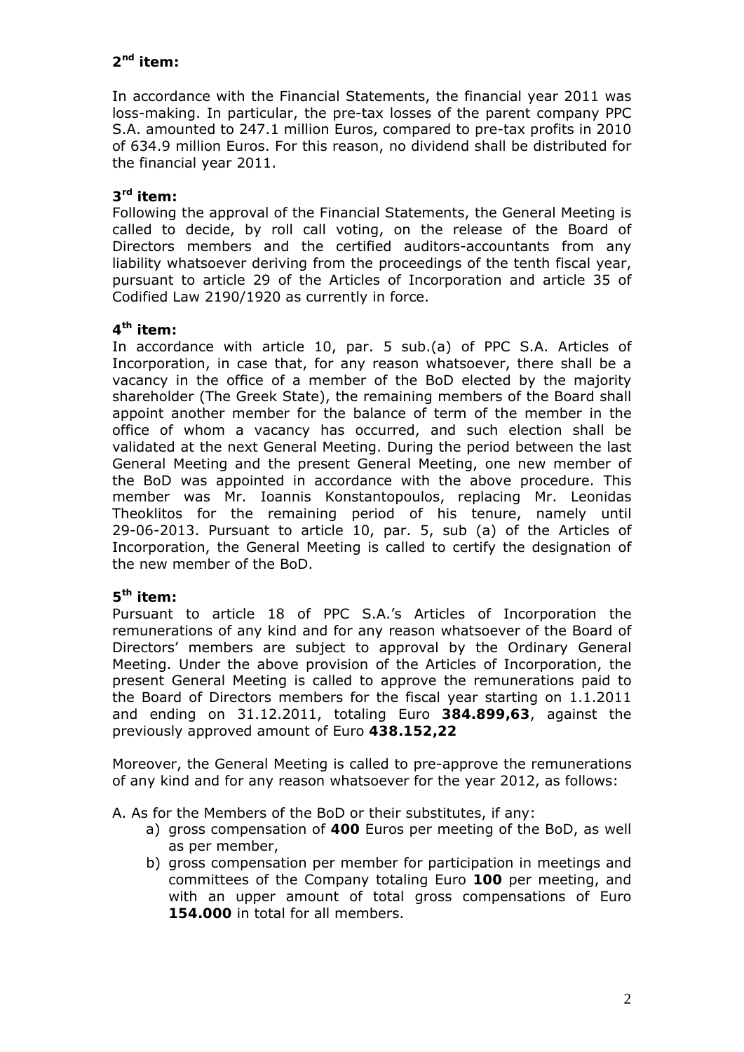## 2nd item:

In accordance with the Financial Statements, the financial year 2011 was loss-making. In particular, the pre-tax losses of the parent company PPC S.A. amounted to 247.1 million Euros, compared to pre-tax profits in 2010 of 634.9 million Euros. For this reason, no dividend shall be distributed for the financial year 2011.

## 3rd item:

Following the approval of the Financial Statements, the General Meeting is called to decide, by roll call voting, on the release of the Board of Directors members and the certified auditors-accountants from any liability whatsoever deriving from the proceedings of the tenth fiscal year, pursuant to article 29 of the Articles of Incorporation and article 35 of Codified Law 2190/1920 as currently in force.

## 4th item:

In accordance with article 10, par. 5 sub.(a) of PPC S.A. Articles of Incorporation, in case that, for any reason whatsoever, there shall be a vacancy in the office of a member of the BoD elected by the majority shareholder (The Greek State), the remaining members of the Board shall appoint another member for the balance of term of the member in the office of whom a vacancy has occurred, and such election shall be validated at the next General Meeting. During the period between the last General Meeting and the present General Meeting, one new member of the BoD was appointed in accordance with the above procedure. This member was Mr. Ioannis Konstantopoulos, replacing Mr. Leonidas Theoklitos for the remaining period of his tenure, namely until 29-06-2013. Pursuant to article 10, par. 5, sub (a) of the Articles of Incorporation, the General Meeting is called to certify the designation of the new member of the BoD.

## 5th item:

Pursuant to article 18 of PPC S.A.'s Articles of Incorporation the remunerations of any kind and for any reason whatsoever of the Board of Directors' members are subject to approval by the Ordinary General Meeting. Under the above provision of the Articles of Incorporation, the present General Meeting is called to approve the remunerations paid to the Board of Directors members for the fiscal year starting on 1.1.2011 and ending on 31.12.2011, totaling Euro **384.899,63**, against the previously approved amount of Euro **438.152,22**

Moreover, the General Meeting is called to pre-approve the remunerations of any kind and for any reason whatsoever for the year 2012, as follows:

A. As for the Members of the BoD or their substitutes, if any:

a) gross compensation of **400** Euros per meeting of the BoD, as well as per member,

b) gross compensation per member for participation in meetings and committees of the Company totaling Euro **100** per meeting, and with an upper amount of total gross compensations of Euro **154.000** in total for all members.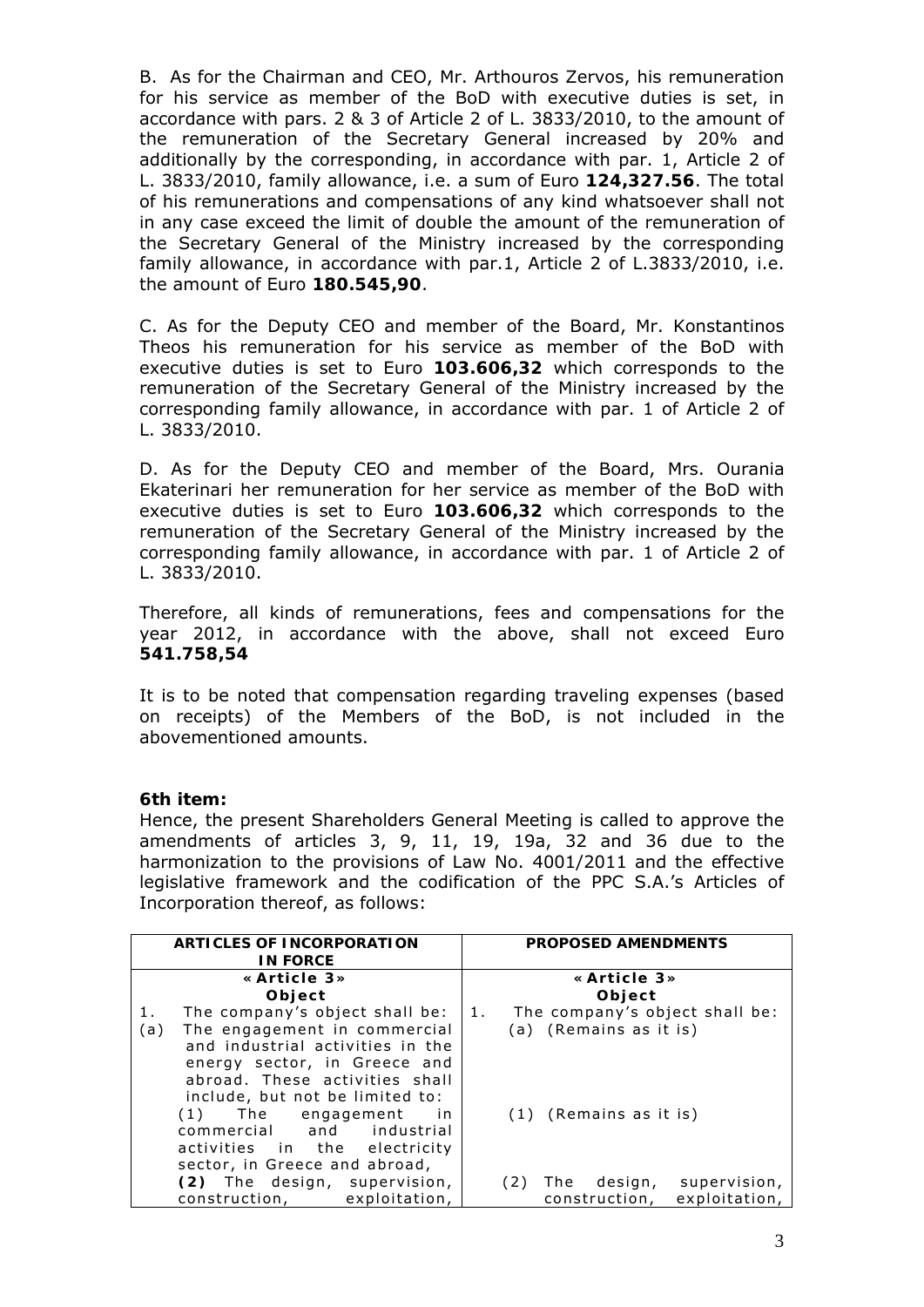B. As for the Chairman and CEO, Mr. Arthouros Zervos, his remuneration for his service as member of the BoD with executive duties is set, in accordance with pars. 2 & 3 of Article 2 of L. 3833/2010, to the amount of the remuneration of the Secretary General increased by 20% and additionally by the corresponding, in accordance with par. 1, Article 2 of L. 3833/2010, family allowance, i.e. a sum of Euro **124,327.56**. The total of his remunerations and compensations of any kind whatsoever shall not in any case exceed the limit of double the amount of the remuneration of the Secretary General of the Ministry increased by the corresponding family allowance, in accordance with par.1, Article 2 of L.3833/2010, i.e. the amount of Euro **180.545,90**.

C. As for the Deputy CEO and member of the Board, Mr. Konstantinos Theos his remuneration for his service as member of the BoD with executive duties is set to Euro **103.606,32** which corresponds to the remuneration of the Secretary General of the Ministry increased by the corresponding family allowance, in accordance with par. 1 of Article 2 of L. 3833/2010.

D. As for the Deputy CEO and member of the Board, Mrs. Ourania Ekaterinari her remuneration for her service as member of the BoD with executive duties is set to Euro **103.606,32** which corresponds to the remuneration of the Secretary General of the Ministry increased by the corresponding family allowance, in accordance with par. 1 of Article 2 of L. 3833/2010.

Therefore, all kinds of remunerations, fees and compensations for the year 2012, in accordance with the above, shall not exceed Euro **541.758,54**

It is to be noted that compensation regarding traveling expenses (based on receipts) of the Members of the BoD, is not included in the abovementioned amounts.

**6th item:**
Hence, the present Shareholders General Meeting is called to approve the amendments of articles 3, 9, 11, 19, 19a, 32 and 36 due to the harmonization to the provisions of Law No. 4001/2011 and the effective legislative framework and the codification of the PPC S.A.'s Articles of Incorporation thereof, as follows:

| ARTICLES OF INCORPORATION IN FORCE | PROPOSED AMENDMENTS |
|---|---|
| **«Article 3» Object** | **«Article 3» Object** |
| 1. The company's object shall be: | 1. The company's object shall be: |
| (a) The engagement in commercial and industrial activities in the energy sector, in Greece and abroad. These activities shall include, but not be limited to: | (a) (Remains as it is) |
| (1) The engagement in commercial and industrial activities in the electricity sector, in Greece and abroad, | (1) (Remains as it is) |
| **(2)** The design, supervision, construction, exploitation, | (2) The design, supervision, construction, exploitation, |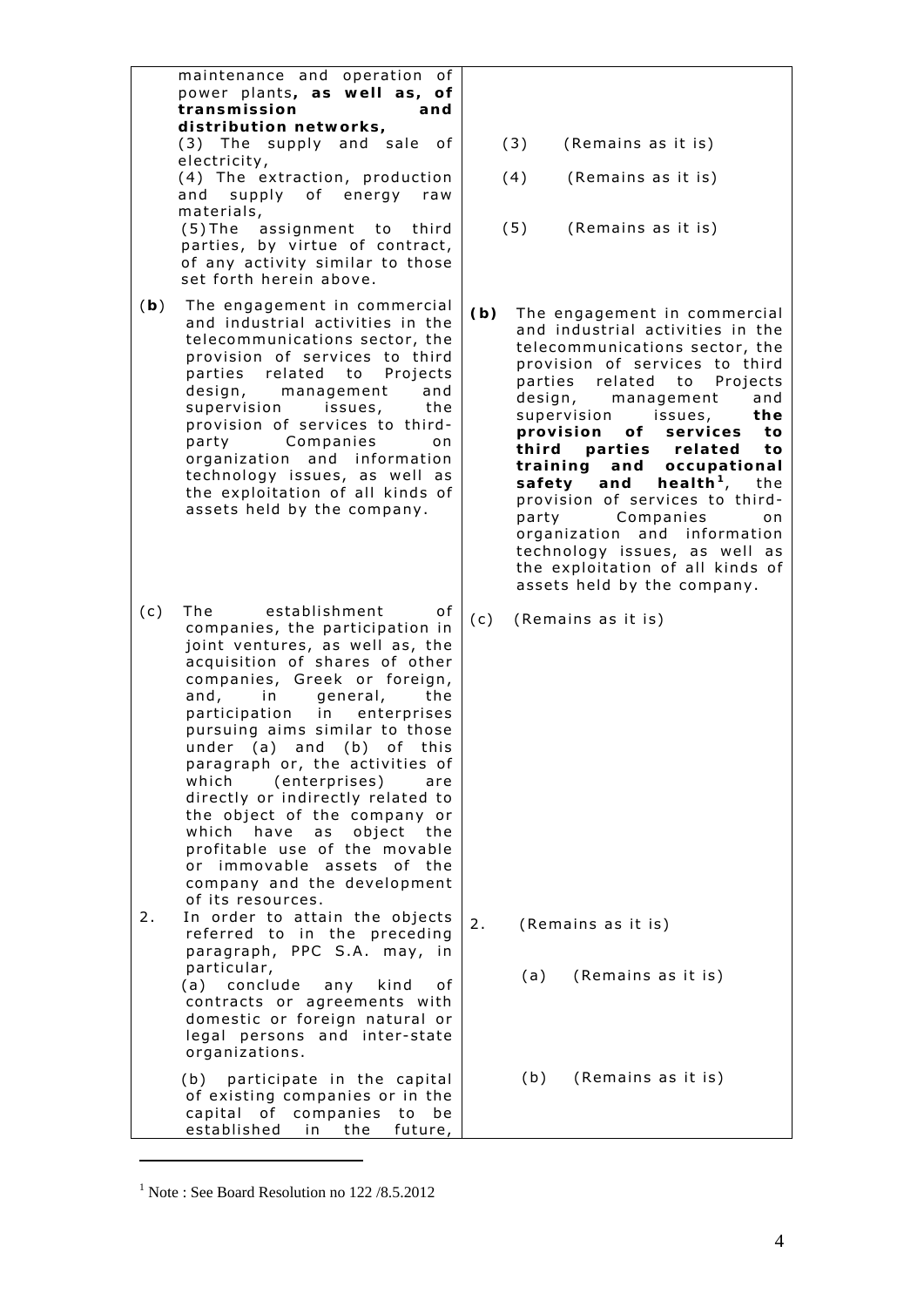| | |
|---|---|
| maintenance and operation of power plants**, as well as, of transmission and distribution networks,** | |
| (3) The supply and sale of electricity, | (3) (Remains as it is) |
| (4) The extraction, production and supply of energy raw materials, | (4) (Remains as it is) |
| (5) The assignment to third parties, by virtue of contract, of any activity similar to those set forth herein above. | (5) (Remains as it is) |
| (**b**) The engagement in commercial and industrial activities in the telecommunications sector, the provision of services to third parties related to Projects design, management and supervision issues, the provision of services to third-party Companies on organization and information technology issues, as well as the exploitation of all kinds of assets held by the company. | **(b)** The engagement in commercial and industrial activities in the telecommunications sector, the provision of services to third parties related to Projects design, management and supervision issues, **the provision of services to third parties related to training and occupational safety and health**[1], the provision of services to third-party Companies on organization and information technology issues, as well as the exploitation of all kinds of assets held by the company. |
| (c) The establishment of companies, the participation in joint ventures, as well as, the acquisition of shares of other companies, Greek or foreign, and, in general, the participation in enterprises pursuing aims similar to those under (a) and (b) of this paragraph or, the activities of which (enterprises) are directly or indirectly related to the object of the company or which have as object the profitable use of the movable or immovable assets of the company and the development of its resources. | (c) (Remains as it is) |
| 2. In order to attain the objects referred to in the preceding paragraph, PPC S.A. may, in particular, | 2. (Remains as it is) |
| (a) conclude any kind of contracts or agreements with domestic or foreign natural or legal persons and inter-state organizations. | (a) (Remains as it is) |
| (b) participate in the capital of existing companies or in the capital of companies to be established in the future, | (b) (Remains as it is) |

[1] Note : See Board Resolution no 122 /8.5.2012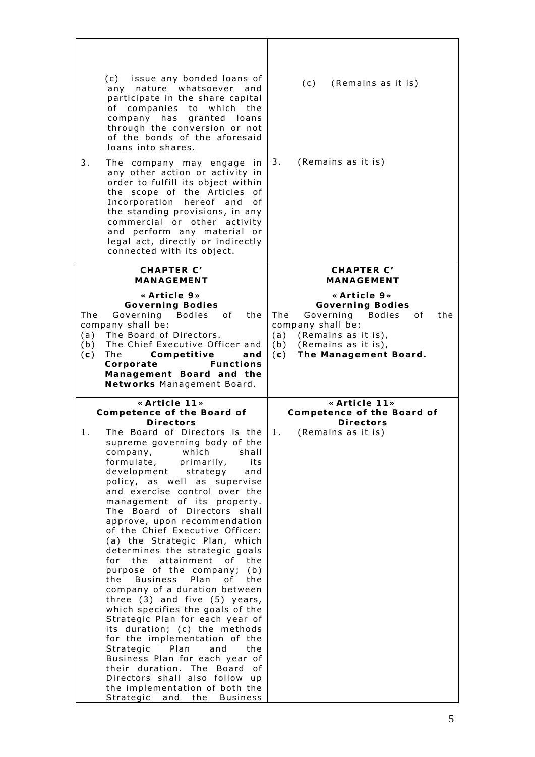| | |
|---|---|
| (c) issue any bonded loans of any nature whatsoever and participate in the share capital of companies to which the company has granted loans through the conversion or not of the bonds of the aforesaid loans into shares.<br><br>3. The company may engage in any other action or activity in order to fulfill its object within the scope of the Articles of Incorporation hereof and of the standing provisions, in any commercial or other activity and perform any material or legal act, directly or indirectly connected with its object. | (c) (Remains as it is)<br><br>3. (Remains as it is) |
| **CHAPTER C'**<br>**MANAGEMENT**<br><br>**«Article 9»**<br>**Governing Bodies**<br>The Governing Bodies of the company shall be:<br>(a) The Board of Directors.<br>(b) The Chief Executive Officer and<br>(**c**) The **Competitive and Corporate Functions Management Board and the Networks** Management Board. | **CHAPTER C'**<br>**MANAGEMENT**<br><br>**«Article 9»**<br>**Governing Bodies**<br>The Governing Bodies of the company shall be:<br>(a) (Remains as it is),<br>(b) (Remains as it is),<br>(**c**) **The Management Board.** |
| **«Article 11»**<br>**Competence of the Board of Directors**<br>1. The Board of Directors is the supreme governing body of the company, which shall formulate, primarily, its development strategy and policy, as well as supervise and exercise control over the management of its property. The Board of Directors shall approve, upon recommendation of the Chief Executive Officer: (a) the Strategic Plan, which determines the strategic goals for the attainment of the purpose of the company; (b) the Business Plan of the company of a duration between three (3) and five (5) years, which specifies the goals of the Strategic Plan for each year of its duration; (c) the methods for the implementation of the Strategic Plan and the Business Plan for each year of their duration. The Board of Directors shall also follow up the implementation of both the Strategic and the Business | **«Article 11»**<br>**Competence of the Board of Directors**<br>1. (Remains as it is) |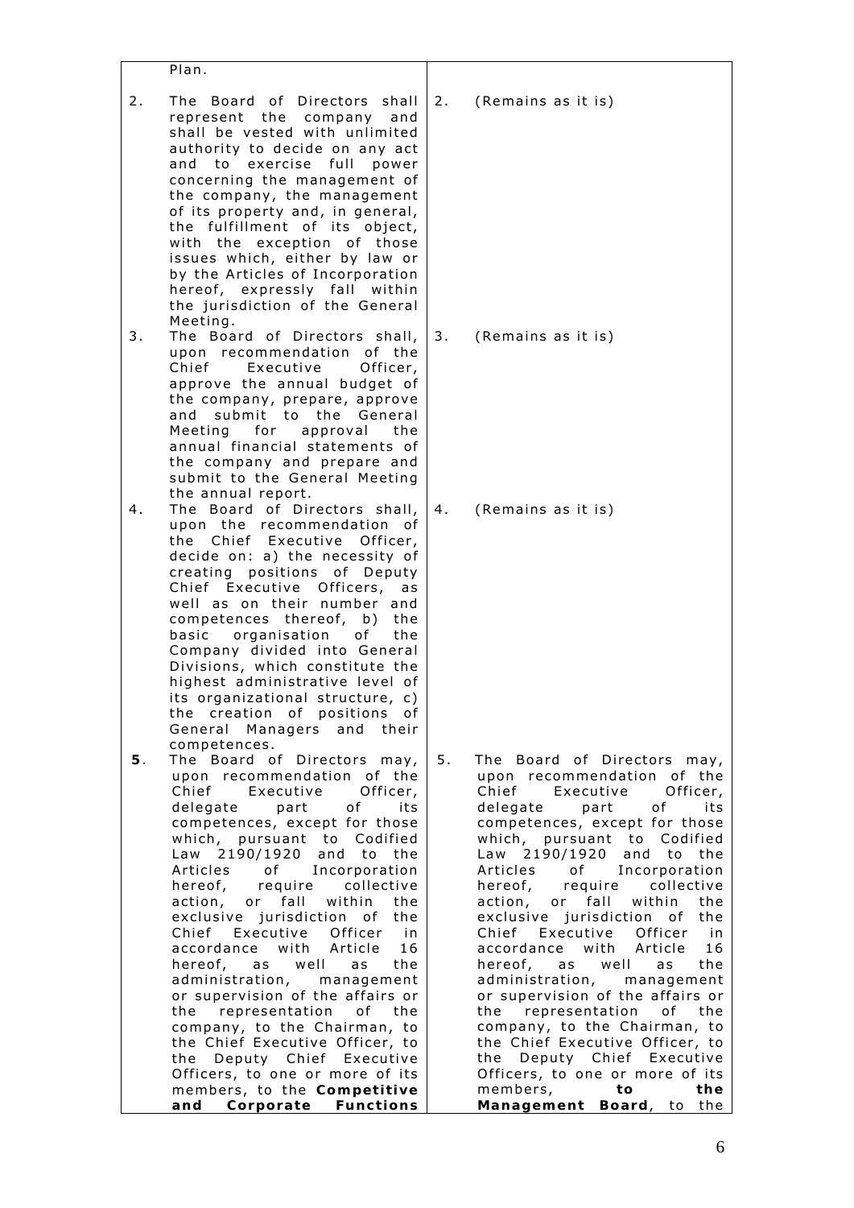| | |
|---|---|
| Plan. | |
| 2. The Board of Directors shall represent the company and shall be vested with unlimited authority to decide on any act and to exercise full power concerning the management of the company, the management of its property and, in general, the fulfillment of its object, with the exception of those issues which, either by law or by the Articles of Incorporation hereof, expressly fall within the jurisdiction of the General Meeting. | 2. (Remains as it is) |
| 3. The Board of Directors shall, upon recommendation of the Chief Executive Officer, approve the annual budget of the company, prepare, approve and submit to the General Meeting for approval the annual financial statements of the company and prepare and submit to the General Meeting the annual report. | 3. (Remains as it is) |
| 4. The Board of Directors shall, upon the recommendation of the Chief Executive Officer, decide on: a) the necessity of creating positions of Deputy Chief Executive Officers, as well as on their number and competences thereof, b) the basic organisation of the Company divided into General Divisions, which constitute the highest administrative level of its organizational structure, c) the creation of positions of General Managers and their competences. | 4. (Remains as it is) |
| **5**. The Board of Directors may, upon recommendation of the Chief Executive Officer, delegate part of its competences, except for those which, pursuant to Codified Law 2190/1920 and to the Articles of Incorporation hereof, require collective action, or fall within the exclusive jurisdiction of the Chief Executive Officer in accordance with Article 16 hereof, as well as the administration, management or supervision of the affairs or the representation of the company, to the Chairman, to the Chief Executive Officer, to the Deputy Chief Executive Officers, to one or more of its members, to the **Competitive and Corporate Functions** | 5. The Board of Directors may, upon recommendation of the Chief Executive Officer, delegate part of its competences, except for those which, pursuant to Codified Law 2190/1920 and to the Articles of Incorporation hereof, require collective action, or fall within the exclusive jurisdiction of the Chief Executive Officer in accordance with Article 16 hereof, as well as the administration, management or supervision of the affairs or the representation of the company, to the Chairman, to the Chief Executive Officer, to the Deputy Chief Executive Officers, to one or more of its members, **to the Management Board**, to the |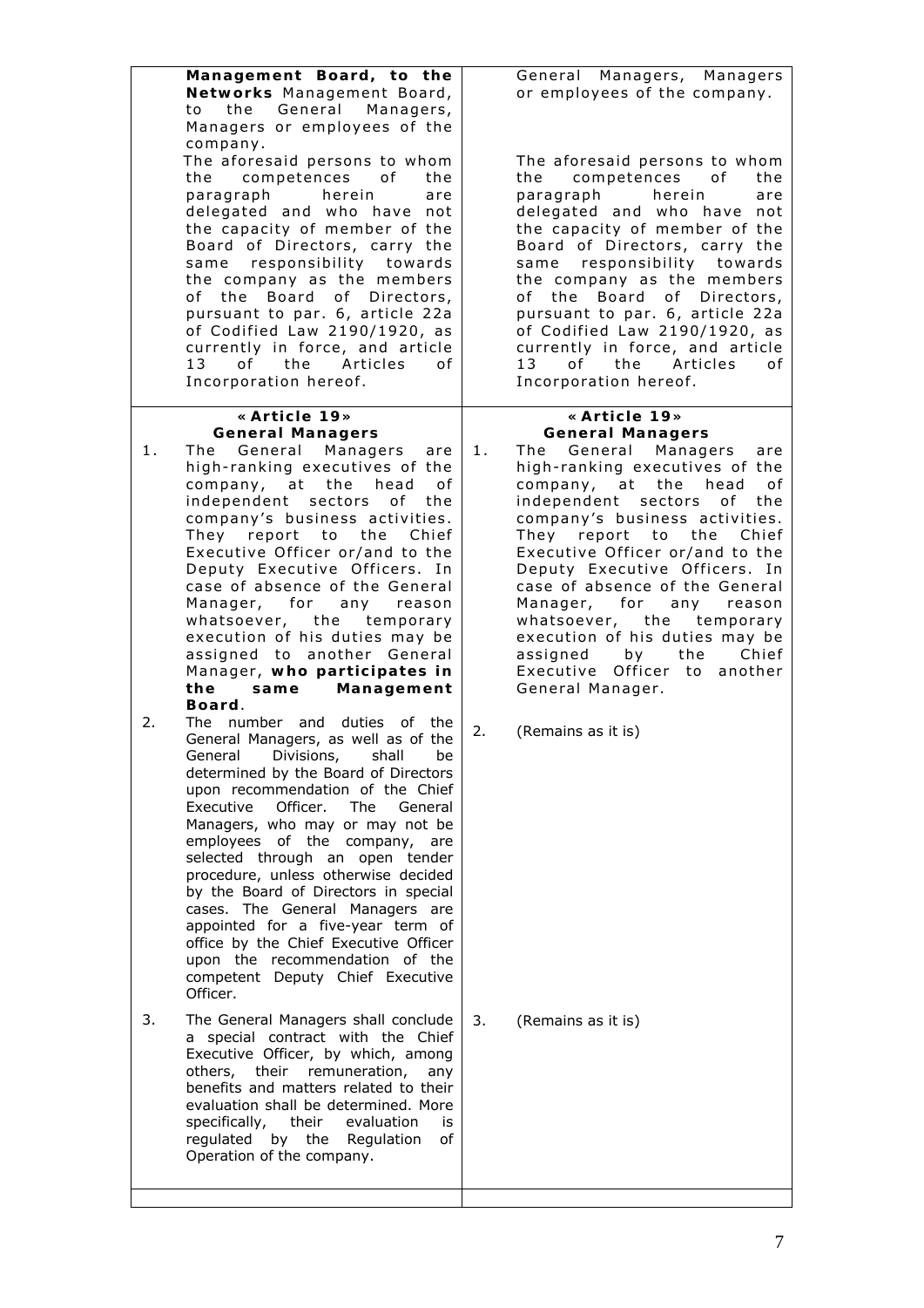| | |
|---|---|
| **Management Board, to the Networks** Management Board, to the General Managers, Managers or employees of the company.<br>The aforesaid persons to whom the competences of the paragraph herein are delegated and who have not the capacity of member of the Board of Directors, carry the same responsibility towards the company as the members of the Board of Directors, pursuant to par. 6, article 22a of Codified Law 2190/1920, as currently in force, and article 13 of the Articles of Incorporation hereof. | General Managers, Managers or employees of the company.<br><br>The aforesaid persons to whom the competences of the paragraph herein are delegated and who have not the capacity of member of the Board of Directors, carry the same responsibility towards the company as the members of the Board of Directors, pursuant to par. 6, article 22a of Codified Law 2190/1920, as currently in force, and article 13 of the Articles of Incorporation hereof. |
| **«Article 19»**<br>**General Managers**<br>1. The General Managers are high-ranking executives of the company, at the head of independent sectors of the company's business activities. They report to the Chief Executive Officer or/and to the Deputy Executive Officers. In case of absence of the General Manager, for any reason whatsoever, the temporary execution of his duties may be assigned to another General Manager, **who participates in the same Management Board**.<br>2. The number and duties of the General Managers, as well as of the General Divisions, shall be determined by the Board of Directors upon recommendation of the Chief Executive Officer. The General Managers, who may or may not be employees of the company, are selected through an open tender procedure, unless otherwise decided by the Board of Directors in special cases. The General Managers are appointed for a five-year term of office by the Chief Executive Officer upon the recommendation of the competent Deputy Chief Executive Officer.<br>3. The General Managers shall conclude a special contract with the Chief Executive Officer, by which, among others, their remuneration, any benefits and matters related to their evaluation shall be determined. More specifically, their evaluation is regulated by the Regulation of Operation of the company. | **«Article 19»**<br>**General Managers**<br>1. The General Managers are high-ranking executives of the company, at the head of independent sectors of the company's business activities. They report to the Chief Executive Officer or/and to the Deputy Executive Officers. In case of absence of the General Manager, for any reason whatsoever, the temporary execution of his duties may be assigned by the Chief Executive Officer to another General Manager.<br>2. (Remains as it is)<br>3. (Remains as it is) |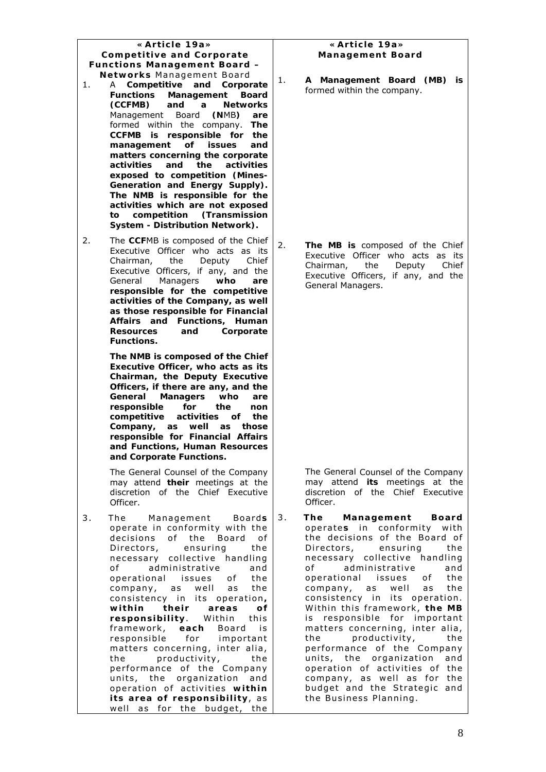| **«Article 19a»** **Competitive and Corporate Functions Management Board – Networks** Management Board | **«Article 19a»** **Management Board** |
|---|---|
| 1. A **Competitive and Corporate Functions Management Board (CCFMB) and a Networks** Management Board **(N**MB**) are** formed within the company. **The CCFMB is responsible for the management of issues and matters concerning the corporate activities and the activities exposed to competition (Mines-Generation and Energy Supply). The NMB is responsible for the activities which are not exposed to competition (Transmission System - Distribution Network).** | 1. **A Management Board (MB) is** formed within the company. |
| 2. The **CCF**MB is composed of the Chief Executive Officer who acts as its Chairman, the Deputy Chief Executive Officers, if any, and the General Managers **who are responsible for the competitive activities of the Company, as well as those responsible for Financial Affairs and Functions, Human Resources and Corporate Functions.** | 2. **The MB is** composed of the Chief Executive Officer who acts as its Chairman, the Deputy Chief Executive Officers, if any, and the General Managers. |
| **The NMB is composed of the Chief Executive Officer, who acts as its Chairman, the Deputy Executive Officers, if there are any, and the General Managers who are responsible for the non competitive activities of the Company, as well as those responsible for Financial Affairs and Functions, Human Resources and Corporate Functions.** | |
| The General Counsel of the Company may attend **their** meetings at the discretion of the Chief Executive Officer. | The General Counsel of the Company may attend **its** meetings at the discretion of the Chief Executive Officer. |
| 3. The Management Board**s** operate in conformity with the decisions of the Board of Directors, ensuring the necessary collective handling of administrative and operational issues of the company, as well as the consistency in its operation**, within their areas of responsibility**. Within this framework, **each** Board is responsible for important matters concerning, inter alia, the productivity, the performance of the Company units, the organization and operation of activities **within its area of responsibility**, as well as for the budget, the | 3. **The Management Board** operate**s** in conformity with the decisions of the Board of Directors, ensuring the necessary collective handling of administrative and operational issues of the company, as well as the consistency in its operation. Within this framework, **the MB** is responsible for important matters concerning, inter alia, the productivity, the performance of the Company units, the organization and operation of activities of the company, as well as for the budget and the Strategic and the Business Planning. |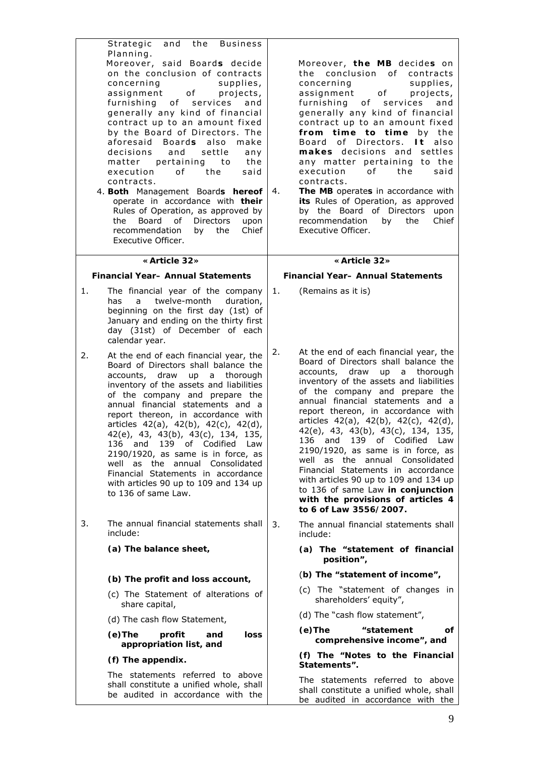| | |
|---|---|
| Strategic and the Business Planning.<br>Moreover, said Board**s** decide on the conclusion of contracts concerning supplies, assignment of projects, furnishing of services and generally any kind of financial contract up to an amount fixed by the Board of Directors. The aforesaid Board**s** also make decisions and settle any matter pertaining to the execution of the said contracts. | Moreover, **the MB** decide**s** on the conclusion of contracts concerning supplies, assignment of projects, furnishing of services and generally any kind of financial contract up to an amount fixed **from time to time** by the Board of Directors. **It** also **makes** decisions and settles any matter pertaining to the execution of the said contracts. |
| 4. **Both** Management Board**s hereof** operate in accordance with **their** Rules of Operation, as approved by the Board of Directors upon recommendation by the Chief Executive Officer. | 4. **The MB** operate**s** in accordance with **its** Rules of Operation, as approved by the Board of Directors upon recommendation by the Chief Executive Officer. |
| **«Article 32»** | **«Article 32»** |
| **Financial Year– Annual Statements** | **Financial Year– Annual Statements** |
| 1. The financial year of the company has a twelve-month duration, beginning on the first day (1st) of January and ending on the thirty first day (31st) of December of each calendar year. | 1. (Remains as it is) |
| 2. At the end of each financial year, the Board of Directors shall balance the accounts, draw up a thorough inventory of the assets and liabilities of the company and prepare the annual financial statements and a report thereon, in accordance with articles 42(a), 42(b), 42(c), 42(d), 42(e), 43, 43(b), 43(c), 134, 135, 136 and 139 of Codified Law 2190/1920, as same is in force, as well as the annual Consolidated Financial Statements in accordance with articles 90 up to 109 and 134 up to 136 of same Law. | 2. At the end of each financial year, the Board of Directors shall balance the accounts, draw up a thorough inventory of the assets and liabilities of the company and prepare the annual financial statements and a report thereon, in accordance with articles 42(a), 42(b), 42(c), 42(d), 42(e), 43, 43(b), 43(c), 134, 135, 136 and 139 of Codified Law 2190/1920, as same is in force, as well as the annual Consolidated Financial Statements in accordance with articles 90 up to 109 and 134 up to 136 of same Law **in conjunction with the provisions of articles 4 to 6 of Law 3556/2007.** |
| 3. The annual financial statements shall include: | 3. The annual financial statements shall include: |
| **(a) The balance sheet,** | **(a) The "statement of financial position",** |
| **(b) The profit and loss account,** | (**b) The "statement of income",** |
| (c) The Statement of alterations of share capital, | (c) The "statement of changes in shareholders' equity", |
| (d) The cash flow Statement, | (d) The "cash flow statement", |
| **(e)The profit and loss appropriation list, and** | **(e)The "statement of comprehensive income", and** |
| **(f) The appendix.** | **(f) The "Notes to the Financial Statements".** |
| The statements referred to above shall constitute a unified whole, shall be audited in accordance with the | The statements referred to above shall constitute a unified whole, shall be audited in accordance with the |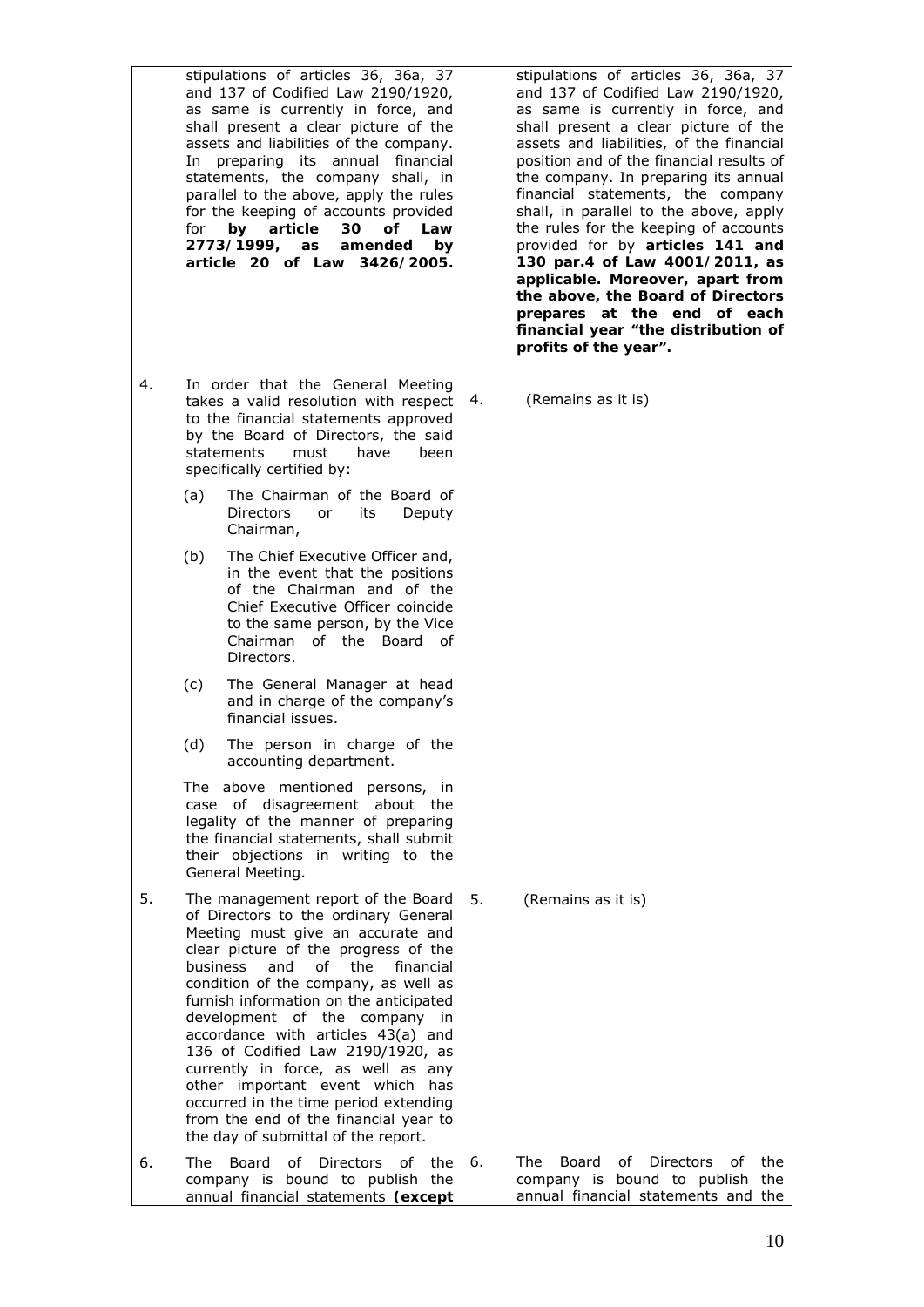| | |
|---|---|
| stipulations of articles 36, 36a, 37 and 137 of Codified Law 2190/1920, as same is currently in force, and shall present a clear picture of the assets and liabilities of the company. In preparing its annual financial statements, the company shall, in parallel to the above, apply the rules for the keeping of accounts provided for **by article 30 of Law 2773/1999, as amended by article 20 of Law 3426/2005.** | stipulations of articles 36, 36a, 37 and 137 of Codified Law 2190/1920, as same is currently in force, and shall present a clear picture of the assets and liabilities, of the financial position and of the financial results of the company. In preparing its annual financial statements, the company shall, in parallel to the above, apply the rules for the keeping of accounts provided for by **articles 141 and 130 par.4 of Law 4001/2011, as applicable. Moreover, apart from the above, the Board of Directors prepares at the end of each financial year "the distribution of profits of the year".** |
| 4. In order that the General Meeting takes a valid resolution with respect to the financial statements approved by the Board of Directors, the said statements must have been specifically certified by:<br>(a) The Chairman of the Board of Directors or its Deputy Chairman,<br>(b) The Chief Executive Officer and, in the event that the positions of the Chairman and of the Chief Executive Officer coincide to the same person, by the Vice Chairman of the Board of Directors.<br>(c) The General Manager at head and in charge of the company's financial issues.<br>(d) The person in charge of the accounting department.<br>The above mentioned persons, in case of disagreement about the legality of the manner of preparing the financial statements, shall submit their objections in writing to the General Meeting. | 4. (Remains as it is) |
| 5. The management report of the Board of Directors to the ordinary General Meeting must give an accurate and clear picture of the progress of the business and of the financial condition of the company, as well as furnish information on the anticipated development of the company in accordance with articles 43(a) and 136 of Codified Law 2190/1920, as currently in force, as well as any other important event which has occurred in the time period extending from the end of the financial year to the day of submittal of the report. | 5. (Remains as it is) |
| 6. The Board of Directors of the company is bound to publish the annual financial statements ***(except*** | 6. The Board of Directors of the company is bound to publish the annual financial statements and the |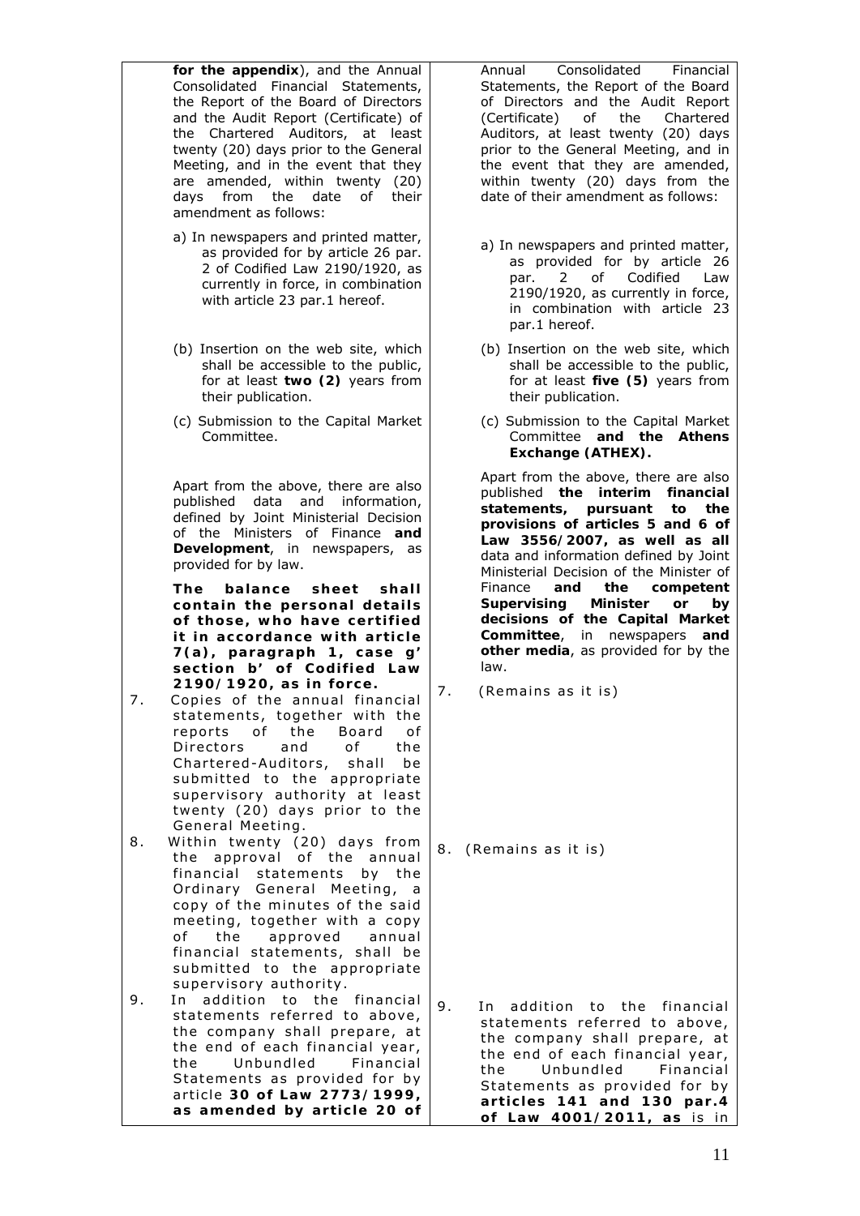| | |
|---|---|
| **for the appendix**), and the Annual Consolidated Financial Statements, the Report of the Board of Directors and the Audit Report (Certificate) of the Chartered Auditors, at least twenty (20) days prior to the General Meeting, and in the event that they are amended, within twenty (20) days from the date of their amendment as follows:<br><br>a) In newspapers and printed matter, as provided for by article 26 par. 2 of Codified Law 2190/1920, as currently in force, in combination with article 23 par.1 hereof.<br><br>(b) Insertion on the web site, which shall be accessible to the public, for at least **two (2)** years from their publication.<br><br>(c) Submission to the Capital Market Committee.<br><br>Apart from the above, there are also published data and information, defined by Joint Ministerial Decision of the Ministers of Finance **and Development**, in newspapers, as provided for by law.<br><br>**The balance sheet shall contain the personal details of those, who have certified it in accordance with article 7(a), paragraph 1, case g' section b' of Codified Law 2190/1920, as in force.** | Annual Consolidated Financial Statements, the Report of the Board of Directors and the Audit Report (Certificate) of the Chartered Auditors, at least twenty (20) days prior to the General Meeting, and in the event that they are amended, within twenty (20) days from the date of their amendment as follows:<br><br>a) In newspapers and printed matter, as provided for by article 26 par. 2 of Codified Law 2190/1920, as currently in force, in combination with article 23 par.1 hereof.<br><br>(b) Insertion on the web site, which shall be accessible to the public, for at least **five (5)** years from their publication.<br><br>(c) Submission to the Capital Market Committee **and the Athens Exchange (ATHEX).**<br><br>Apart from the above, there are also published **the interim financial statements, pursuant to the provisions of articles 5 and 6 of Law 3556/2007, as well as all** data and information defined by Joint Ministerial Decision of the Minister of Finance **and the competent Supervising Minister or by decisions of the Capital Market Committee**, in newspapers **and other media**, as provided for by the law. |
| 7. Copies of the annual financial statements, together with the reports of the Board of Directors and of the Chartered-Auditors, shall be submitted to the appropriate supervisory authority at least twenty (20) days prior to the General Meeting. | 7. (Remains as it is) |
| 8. Within twenty (20) days from the approval of the annual financial statements by the Ordinary General Meeting, a copy of the minutes of the said meeting, together with a copy of the approved annual financial statements, shall be submitted to the appropriate supervisory authority. | 8. (Remains as it is) |
| 9. In addition to the financial statements referred to above, the company shall prepare, at the end of each financial year, the Unbundled Financial Statements as provided for by article **30 of Law 2773/1999, as amended by article 20 of** | 9. In addition to the financial statements referred to above, the company shall prepare, at the end of each financial year, the Unbundled Financial Statements as provided for by **articles 141 and 130 par.4 of Law 4001/2011, as** is in |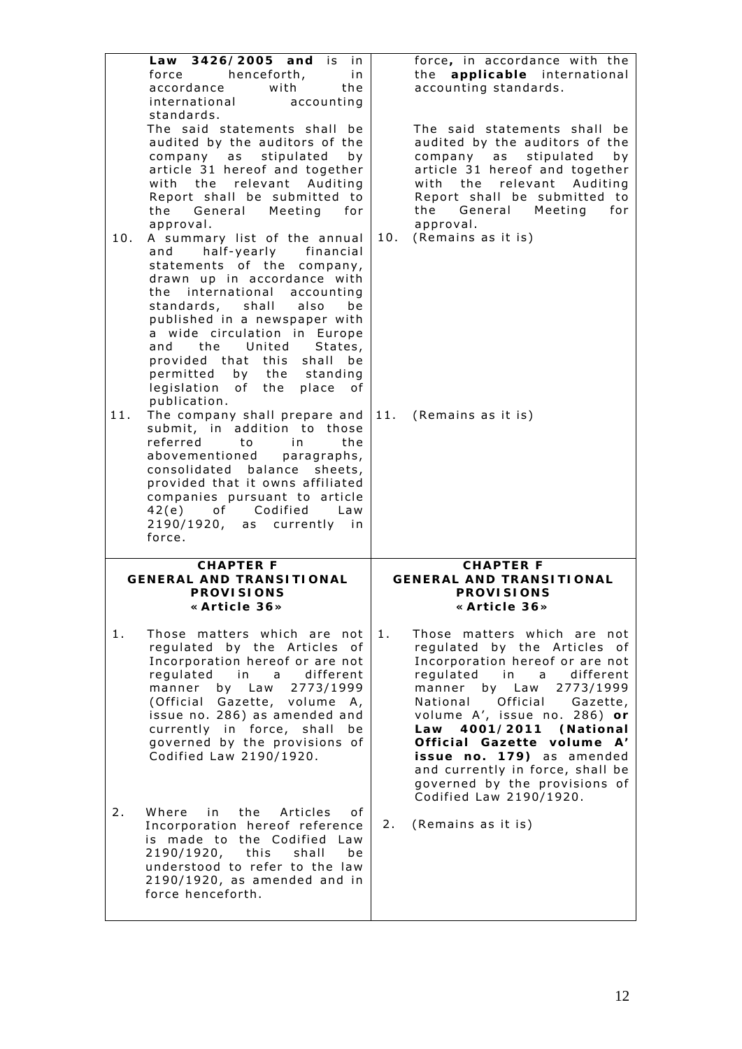| | |
|---|---|
| **Law 3426/2005 and** is in force henceforth, in accordance with the international accounting standards.<br>The said statements shall be audited by the auditors of the company as stipulated by article 31 hereof and together with the relevant Auditing Report shall be submitted to the General Meeting for approval. | force**,** in accordance with the **applicable** international accounting standards.<br>The said statements shall be audited by the auditors of the company as stipulated by article 31 hereof and together with the relevant Auditing Report shall be submitted to the General Meeting for approval. |
| 10. A summary list of the annual and half-yearly financial statements of the company, drawn up in accordance with the international accounting standards, shall also be published in a newspaper with a wide circulation in Europe and the United States, provided that this shall be permitted by the standing legislation of the place of publication. | 10. (Remains as it is) |
| 11. The company shall prepare and submit, in addition to those referred to in the abovementioned paragraphs, consolidated balance sheets, provided that it owns affiliated companies pursuant to article 42(e) of Codified Law 2190/1920, as currently in force. | 11. (Remains as it is) |
| **CHAPTER F**<br>**GENERAL AND TRANSITIONAL PROVISIONS**<br>**«Article 36»** | **CHAPTER F**<br>**GENERAL AND TRANSITIONAL PROVISIONS**<br>**«Article 36»** |
| 1. Those matters which are not regulated by the Articles of Incorporation hereof or are not regulated in a different manner by Law 2773/1999 (Official Gazette, volume A, issue no. 286) as amended and currently in force, shall be governed by the provisions of Codified Law 2190/1920. | 1. Those matters which are not regulated by the Articles of Incorporation hereof or are not regulated in a different manner by Law 2773/1999 National Official Gazette, volume A', issue no. 286) **or Law 4001/2011 (National Official Gazette volume A' issue no. 179)** as amended and currently in force, shall be governed by the provisions of Codified Law 2190/1920. |
| 2. Where in the Articles of Incorporation hereof reference is made to the Codified Law 2190/1920, this shall be understood to refer to the law 2190/1920, as amended and in force henceforth. | 2. (Remains as it is) |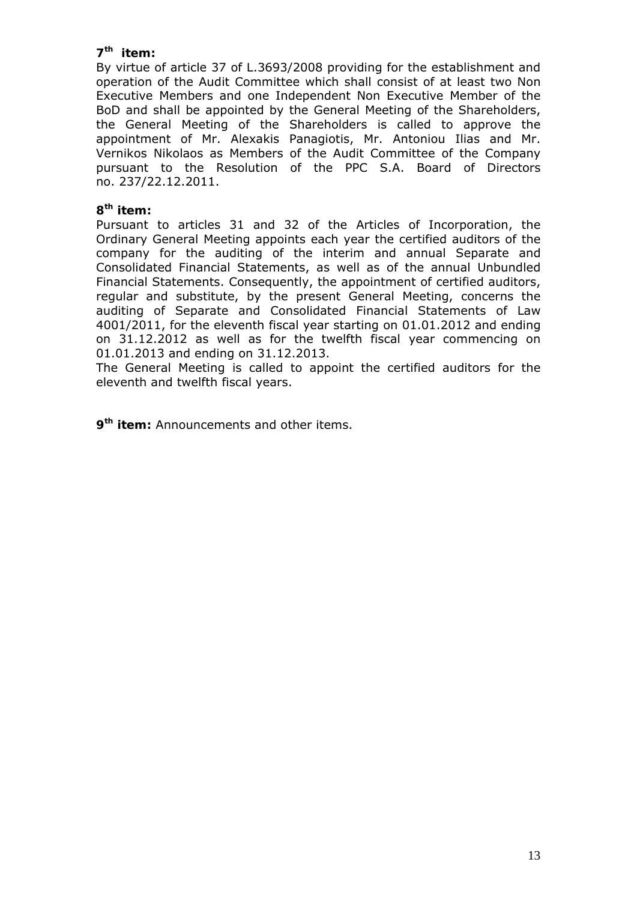**7th item:**

By virtue of article 37 of L.3693/2008 providing for the establishment and operation of the Audit Committee which shall consist of at least two Non Executive Members and one Independent Non Executive Member of the BoD and shall be appointed by the General Meeting of the Shareholders, the General Meeting of the Shareholders is called to approve the appointment of Mr. Alexakis Panagiotis, Mr. Antoniou Ilias and Mr. Vernikos Nikolaos as Members of the Audit Committee of the Company pursuant to the Resolution of the PPC S.A. Board of Directors no. 237/22.12.2011.

**8th item:**

Pursuant to articles 31 and 32 of the Articles of Incorporation, the Ordinary General Meeting appoints each year the certified auditors of the company for the auditing of the interim and annual Separate and Consolidated Financial Statements, as well as of the annual Unbundled Financial Statements. Consequently, the appointment of certified auditors, regular and substitute, by the present General Meeting, concerns the auditing of Separate and Consolidated Financial Statements of Law 4001/2011, for the eleventh fiscal year starting on 01.01.2012 and ending on 31.12.2012 as well as for the twelfth fiscal year commencing on 01.01.2013 and ending on 31.12.2013.

The General Meeting is called to appoint the certified auditors for the eleventh and twelfth fiscal years.

**9th item:** Announcements and other items.